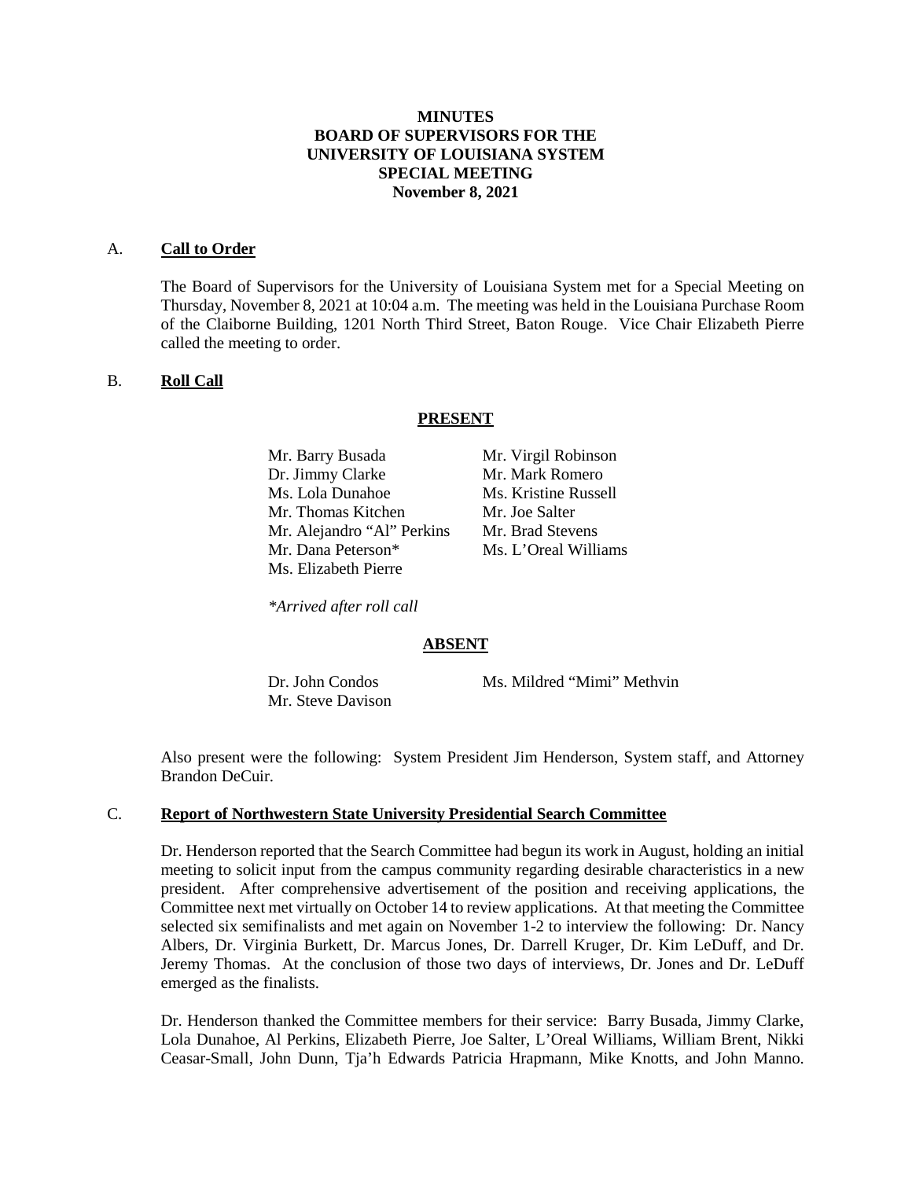# MINUTES
# BOARD OF SUPERVISORS FOR THE
# UNIVERSITY OF LOUISIANA SYSTEM
# SPECIAL MEETING
# November 8, 2021

## A. Call to Order

The Board of Supervisors for the University of Louisiana System met for a Special Meeting on Thursday, November 8, 2021 at 10:04 a.m. The meeting was held in the Louisiana Purchase Room of the Claiborne Building, 1201 North Third Street, Baton Rouge. Vice Chair Elizabeth Pierre called the meeting to order.

## B. Roll Call

**PRESENT**

| | |
|---|---|
| Mr. Barry Busada | Mr. Virgil Robinson |
| Dr. Jimmy Clarke | Mr. Mark Romero |
| Ms. Lola Dunahoe | Ms. Kristine Russell |
| Mr. Thomas Kitchen | Mr. Joe Salter |
| Mr. Alejandro "Al" Perkins | Mr. Brad Stevens |
| Mr. Dana Peterson* | Ms. L'Oreal Williams |
| Ms. Elizabeth Pierre | |

*\*Arrived after roll call*

**ABSENT**

| | |
|---|---|
| Dr. John Condos | Ms. Mildred "Mimi" Methvin |
| Mr. Steve Davison | |

Also present were the following: System President Jim Henderson, System staff, and Attorney Brandon DeCuir.

## C. Report of Northwestern State University Presidential Search Committee

Dr. Henderson reported that the Search Committee had begun its work in August, holding an initial meeting to solicit input from the campus community regarding desirable characteristics in a new president. After comprehensive advertisement of the position and receiving applications, the Committee next met virtually on October 14 to review applications. At that meeting the Committee selected six semifinalists and met again on November 1-2 to interview the following: Dr. Nancy Albers, Dr. Virginia Burkett, Dr. Marcus Jones, Dr. Darrell Kruger, Dr. Kim LeDuff, and Dr. Jeremy Thomas. At the conclusion of those two days of interviews, Dr. Jones and Dr. LeDuff emerged as the finalists.

Dr. Henderson thanked the Committee members for their service: Barry Busada, Jimmy Clarke, Lola Dunahoe, Al Perkins, Elizabeth Pierre, Joe Salter, L'Oreal Williams, William Brent, Nikki Ceasar-Small, John Dunn, Tja'h Edwards Patricia Hrapmann, Mike Knotts, and John Manno.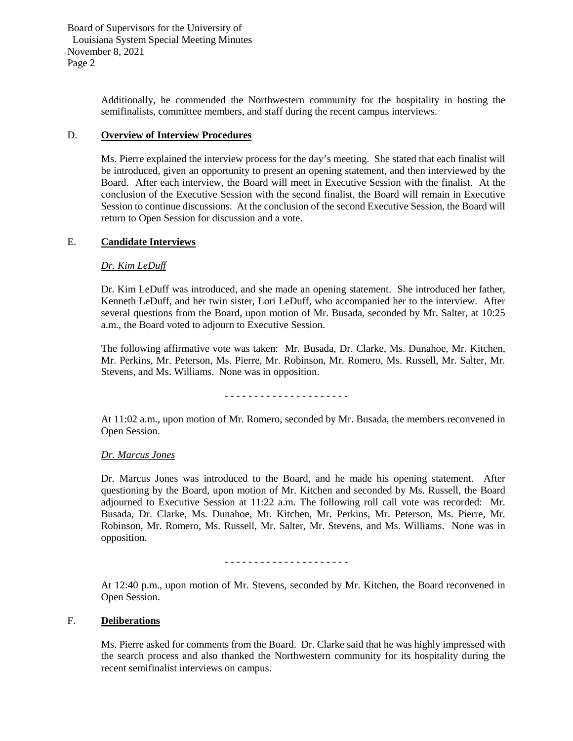Additionally, he commended the Northwestern community for the hospitality in hosting the semifinalists, committee members, and staff during the recent campus interviews.

## D. **Overview of Interview Procedures**

Ms. Pierre explained the interview process for the day's meeting. She stated that each finalist will be introduced, given an opportunity to present an opening statement, and then interviewed by the Board. After each interview, the Board will meet in Executive Session with the finalist. At the conclusion of the Executive Session with the second finalist, the Board will remain in Executive Session to continue discussions. At the conclusion of the second Executive Session, the Board will return to Open Session for discussion and a vote.

## E. **Candidate Interviews**

*Dr. Kim LeDuff*

Dr. Kim LeDuff was introduced, and she made an opening statement. She introduced her father, Kenneth LeDuff, and her twin sister, Lori LeDuff, who accompanied her to the interview. After several questions from the Board, upon motion of Mr. Busada, seconded by Mr. Salter, at 10:25 a.m., the Board voted to adjourn to Executive Session.

The following affirmative vote was taken: Mr. Busada, Dr. Clarke, Ms. Dunahoe, Mr. Kitchen, Mr. Perkins, Mr. Peterson, Ms. Pierre, Mr. Robinson, Mr. Romero, Ms. Russell, Mr. Salter, Mr. Stevens, and Ms. Williams. None was in opposition.

- - - - - - - - - - - - - - - - - - - - -

At 11:02 a.m., upon motion of Mr. Romero, seconded by Mr. Busada, the members reconvened in Open Session.

*Dr. Marcus Jones*

Dr. Marcus Jones was introduced to the Board, and he made his opening statement. After questioning by the Board, upon motion of Mr. Kitchen and seconded by Ms. Russell, the Board adjourned to Executive Session at 11:22 a.m. The following roll call vote was recorded: Mr. Busada, Dr. Clarke, Ms. Dunahoe, Mr. Kitchen, Mr. Perkins, Mr. Peterson, Ms. Pierre, Mr. Robinson, Mr. Romero, Ms. Russell, Mr. Salter, Mr. Stevens, and Ms. Williams. None was in opposition.

- - - - - - - - - - - - - - - - - - - - -

At 12:40 p.m., upon motion of Mr. Stevens, seconded by Mr. Kitchen, the Board reconvened in Open Session.

## F. **Deliberations**

Ms. Pierre asked for comments from the Board. Dr. Clarke said that he was highly impressed with the search process and also thanked the Northwestern community for its hospitality during the recent semifinalist interviews on campus.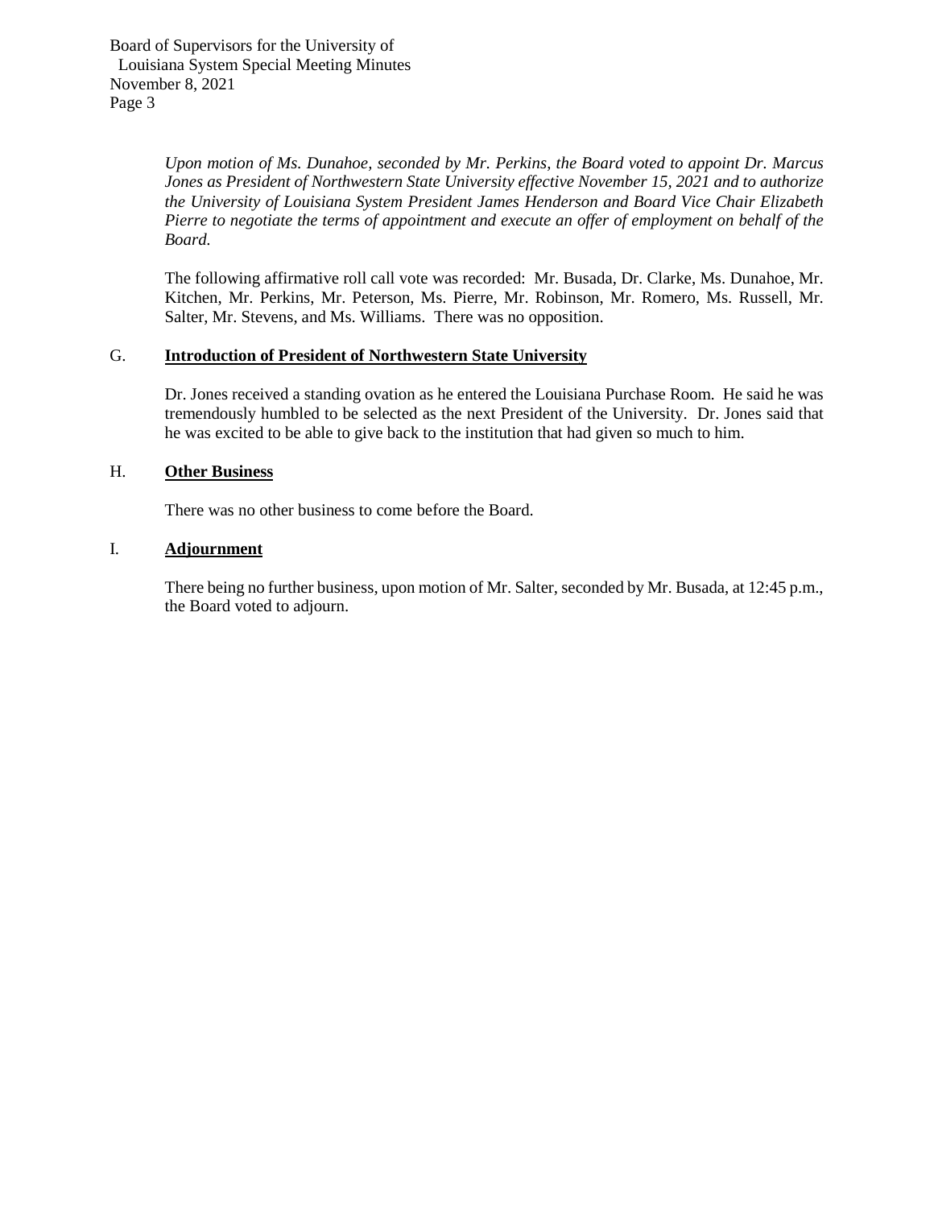*Upon motion of Ms. Dunahoe, seconded by Mr. Perkins, the Board voted to appoint Dr. Marcus Jones as President of Northwestern State University effective November 15, 2021 and to authorize the University of Louisiana System President James Henderson and Board Vice Chair Elizabeth Pierre to negotiate the terms of appointment and execute an offer of employment on behalf of the Board.*

The following affirmative roll call vote was recorded: Mr. Busada, Dr. Clarke, Ms. Dunahoe, Mr. Kitchen, Mr. Perkins, Mr. Peterson, Ms. Pierre, Mr. Robinson, Mr. Romero, Ms. Russell, Mr. Salter, Mr. Stevens, and Ms. Williams. There was no opposition.

G. **Introduction of President of Northwestern State University**

Dr. Jones received a standing ovation as he entered the Louisiana Purchase Room. He said he was tremendously humbled to be selected as the next President of the University. Dr. Jones said that he was excited to be able to give back to the institution that had given so much to him.

H. **Other Business**

There was no other business to come before the Board.

I. **Adjournment**

There being no further business, upon motion of Mr. Salter, seconded by Mr. Busada, at 12:45 p.m., the Board voted to adjourn.